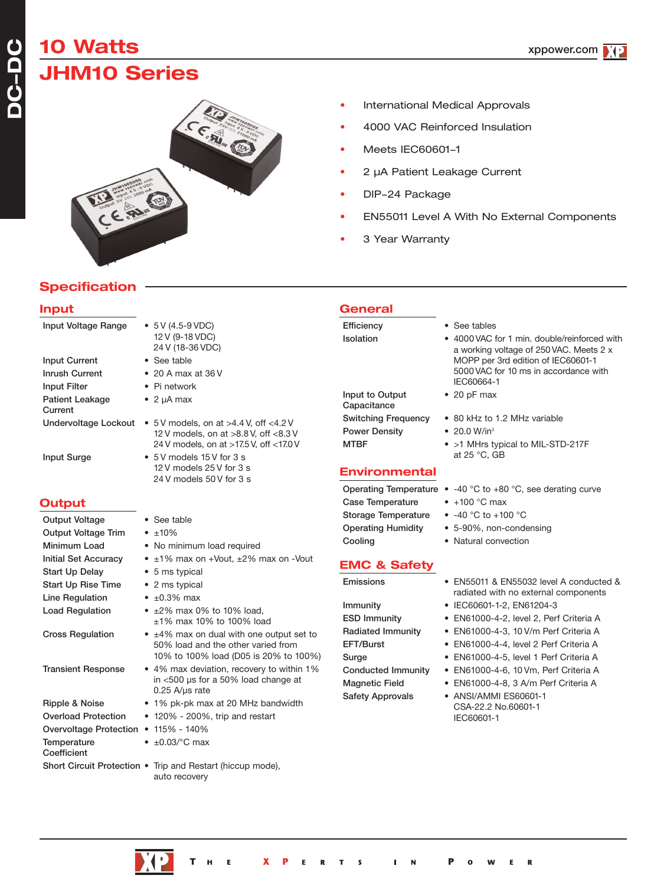# 10 Watts

# JHM10 Series

- International Medical Approvals
- 4000 VAC Reinforced Insulation
- Meets IEC60601–1
- 2 µA Patient Leakage Current
- DIP–24 Package
- EN55011 Level A With No External Components
- 3 Year Warranty

## Specification

### Input

| | |
|---|---|
| Input Voltage Range | • 5 V (4.5-9 VDC)<br>12 V (9-18 VDC)<br>24 V (18-36 VDC) |
| Input Current | • See table |
| Inrush Current | • 20 A max at 36 V |
| Input Filter | • Pi network |
| Patient Leakage Current | • 2 µA max |
| Undervoltage Lockout | • 5 V models, on at >4.4 V, off <4.2 V<br>12 V models, on at >8.8 V, off <8.3 V<br>24 V models, on at >17.5 V, off <17.0 V |
| Input Surge | • 5 V models 15 V for 3 s<br>12 V models 25 V for 3 s<br>24 V models 50 V for 3 s |

### Output

| | |
|---|---|
| Output Voltage | • See table |
| Output Voltage Trim | • ±10% |
| Minimum Load | • No minimum load required |
| Initial Set Accuracy | • ±1% max on +Vout, ±2% max on -Vout |
| Start Up Delay | • 5 ms typical |
| Start Up Rise Time | • 2 ms typical |
| Line Regulation | • ±0.3% max |
| Load Regulation | • ±2% max 0% to 10% load,<br>±1% max 10% to 100% load |
| Cross Regulation | • ±4% max on dual with one output set to 50% load and the other varied from 10% to 100% load (D05 is 20% to 100%) |
| Transient Response | • 4% max deviation, recovery to within 1% in <500 µs for a 50% load change at 0.25 A/µs rate |
| Ripple & Noise | • 1% pk-pk max at 20 MHz bandwidth |
| Overload Protection | • 120% - 200%, trip and restart |
| Overvoltage Protection | • 115% - 140% |
| Temperature Coefficient | • ±0.03/°C max |
| Short Circuit Protection | • Trip and Restart (hiccup mode), auto recovery |

### General

| | |
|---|---|
| Efficiency | • See tables |
| Isolation | • 4000 VAC for 1 min. double/reinforced with a working voltage of 250 VAC. Meets 2 x MOPP per 3rd edition of IEC60601-1<br>5000 VAC for 10 ms in accordance with IEC60664-1 |
| Input to Output Capacitance | • 20 pF max |
| Switching Frequency | • 80 kHz to 1.2 MHz variable |
| Power Density | • 20.0 W/in$^3$ |
| MTBF | • >1 MHrs typical to MIL-STD-217F at 25 °C, GB |

### Environmental

| | |
|---|---|
| Operating Temperature | • -40 °C to +80 °C, see derating curve |
| Case Temperature | • +100 °C max |
| Storage Temperature | • -40 °C to +100 °C |
| Operating Humidity | • 5-90%, non-condensing |
| Cooling | • Natural convection |

### EMC & Safety

| | |
|---|---|
| Emissions | • EN55011 & EN55032 level A conducted & radiated with no external components |
| Immunity | • IEC60601-1-2, EN61204-3 |
| ESD Immunity | • EN61000-4-2, level 2, Perf Criteria A |
| Radiated Immunity | • EN61000-4-3, 10 V/m Perf Criteria A |
| EFT/Burst | • EN61000-4-4, level 2 Perf Criteria A |
| Surge | • EN61000-4-5, level 1 Perf Criteria A |
| Conducted Immunity | • EN61000-4-6, 10 Vm, Perf Criteria A |
| Magnetic Field | • EN61000-4-8, 3 A/m Perf Criteria A |
| Safety Approvals | • ANSI/AAMI ES60601-1<br>CSA-22.2 No.60601-1<br>IEC60601-1 |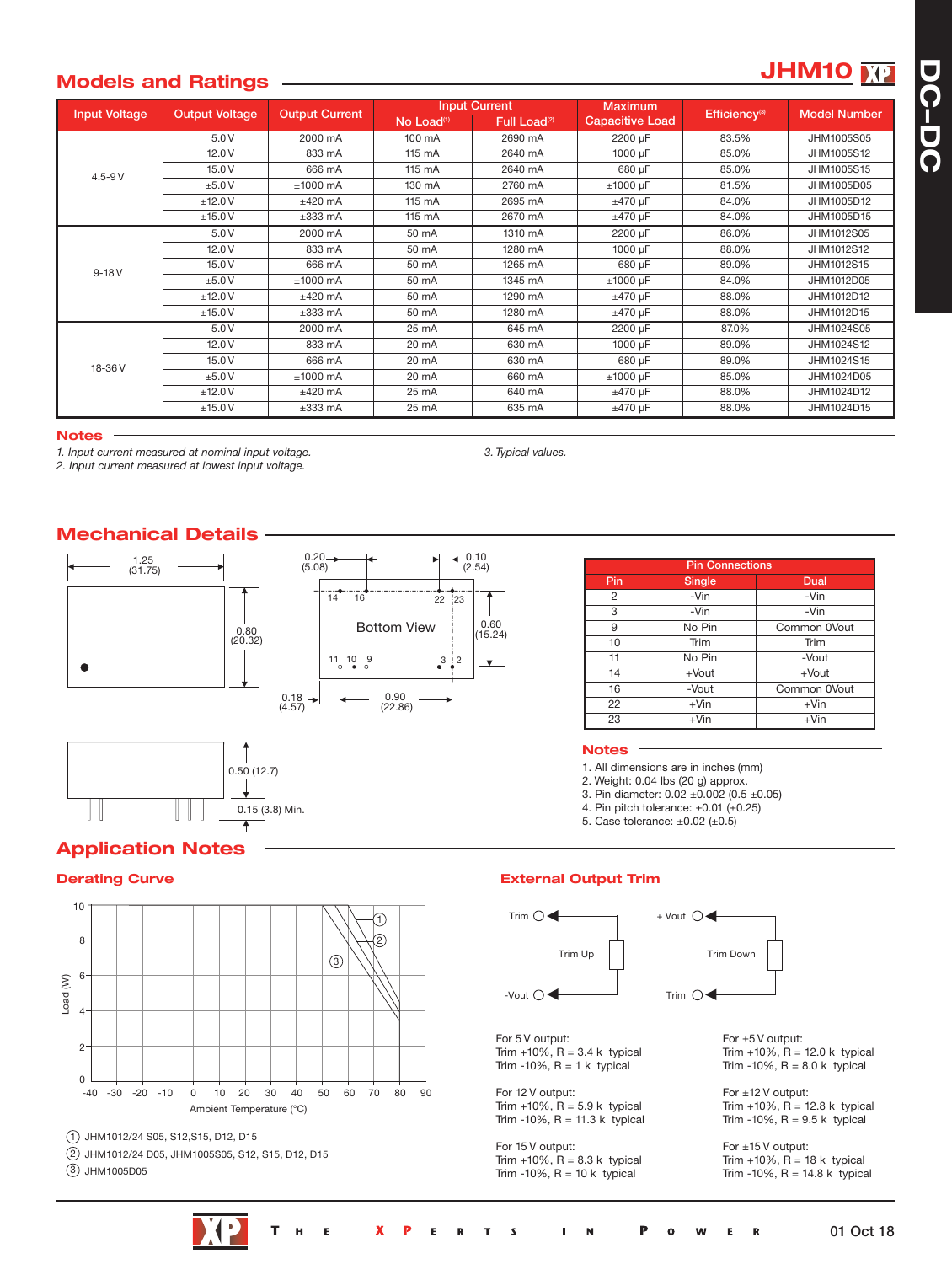## Models and Ratings

JHM10

| Input Voltage | Output Voltage | Output Current | Input Current | | Maximum Capacitive Load | Efficiency[3] | Model Number |
|---|---|---|---|---|---|---|---|
| | | | No Load[1] | Full Load[2] | | | |
| 4.5-9 V | 5.0 V | 2000 mA | 100 mA | 2690 mA | 2200 µF | 83.5% | JHM1005S05 |
| | 12.0 V | 833 mA | 115 mA | 2640 mA | 1000 µF | 85.0% | JHM1005S12 |
| | 15.0 V | 666 mA | 115 mA | 2640 mA | 680 µF | 85.0% | JHM1005S15 |
| | ±5.0 V | ±1000 mA | 130 mA | 2760 mA | ±1000 µF | 81.5% | JHM1005D05 |
| | ±12.0 V | ±420 mA | 115 mA | 2695 mA | ±470 µF | 84.0% | JHM1005D12 |
| | ±15.0 V | ±333 mA | 115 mA | 2670 mA | ±470 µF | 84.0% | JHM1005D15 |
| 9-18 V | 5.0 V | 2000 mA | 50 mA | 1310 mA | 2200 µF | 86.0% | JHM1012S05 |
| | 12.0 V | 833 mA | 50 mA | 1280 mA | 1000 µF | 88.0% | JHM1012S12 |
| | 15.0 V | 666 mA | 50 mA | 1265 mA | 680 µF | 89.0% | JHM1012S15 |
| | ±5.0 V | ±1000 mA | 50 mA | 1345 mA | ±1000 µF | 84.0% | JHM1012D05 |
| | ±12.0 V | ±420 mA | 50 mA | 1290 mA | ±470 µF | 88.0% | JHM1012D12 |
| | ±15.0 V | ±333 mA | 50 mA | 1280 mA | ±470 µF | 88.0% | JHM1012D15 |
| 18-36 V | 5.0 V | 2000 mA | 25 mA | 645 mA | 2200 µF | 87.0% | JHM1024S05 |
| | 12.0 V | 833 mA | 20 mA | 630 mA | 1000 µF | 89.0% | JHM1024S12 |
| | 15.0 V | 666 mA | 20 mA | 630 mA | 680 µF | 89.0% | JHM1024S15 |
| | ±5.0 V | ±1000 mA | 20 mA | 660 mA | ±1000 µF | 85.0% | JHM1024D05 |
| | ±12.0 V | ±420 mA | 25 mA | 640 mA | ±470 µF | 88.0% | JHM1024D12 |
| | ±15.0 V | ±333 mA | 25 mA | 635 mA | ±470 µF | 88.0% | JHM1024D15 |

### Notes

*1. Input current measured at nominal input voltage.*
*2. Input current measured at lowest input voltage.*
*3. Typical values.*

## Mechanical Details

1.25 (31.75)
0.80 (20.32)
0.20 (5.08)
0.10 (2.54)
14 16 22 23
Bottom View
0.60 (15.24)
11 10 9 3 2
0.18 (4.57)
0.90 (22.86)
0.50 (12.7)
0.15 (3.8) Min.

| Pin Connections | | |
|---|---|---|
| Pin | Single | Dual |
| 2 | -Vin | -Vin |
| 3 | -Vin | -Vin |
| 9 | No Pin | Common 0Vout |
| 10 | Trim | Trim |
| 11 | No Pin | -Vout |
| 14 | +Vout | +Vout |
| 16 | -Vout | Common 0Vout |
| 22 | +Vin | +Vin |
| 23 | +Vin | +Vin |

### Notes

1. All dimensions are in inches (mm)
2. Weight: 0.04 lbs (20 g) approx.
3. Pin diameter: 0.02 ±0.002 (0.5 ±0.05)
4. Pin pitch tolerance: ±0.01 (±0.25)
5. Case tolerance: ±0.02 (±0.5)

## Application Notes

### Derating Curve

Load (W)
10
8
6
4
2
0
-40 -30 -20 -10 0 10 20 30 40 50 60 70 80 90
Ambient Temperature (°C)

1. JHM1012/24 S05, S12,S15, D12, D15
2. JHM1012/24 D05, JHM1005S05, S12, S15, D12, D15
3. JHM1005D05

### External Output Trim

Trim
Trim Up
-Vout

+ Vout
Trim Down
Trim

For 5 V output:
Trim +10%, R = 3.4 k typical
Trim -10%, R = 1 k typical

For 12 V output:
Trim +10%, R = 5.9 k typical
Trim -10%, R = 11.3 k typical

For 15 V output:
Trim +10%, R = 8.3 k typical
Trim -10%, R = 10 k typical

For ±5 V output:
Trim +10%, R = 12.0 k typical
Trim -10%, R = 8.0 k typical

For ±12 V output:
Trim +10%, R = 12.8 k typical
Trim -10%, R = 9.5 k typical

For ±15 V output:
Trim +10%, R = 18 k typical
Trim -10%, R = 14.8 k typical